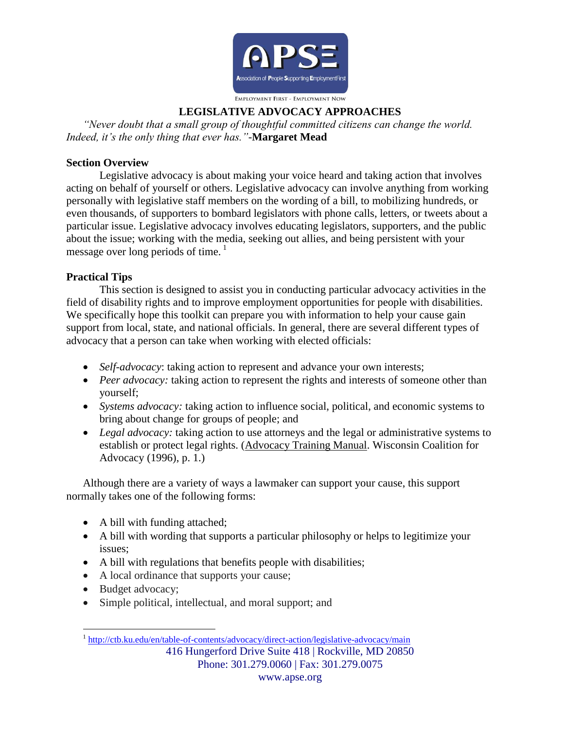# LEGISLATIVE ADVOCACY APPROACHES

*"Never doubt that a small group of thoughtful committed citizens can change the world. Indeed, it's the only thing that ever has."*-**Margaret Mead**

**Section Overview**

Legislative advocacy is about making your voice heard and taking action that involves acting on behalf of yourself or others. Legislative advocacy can involve anything from working personally with legislative staff members on the wording of a bill, to mobilizing hundreds, or even thousands, of supporters to bombard legislators with phone calls, letters, or tweets about a particular issue. Legislative advocacy involves educating legislators, supporters, and the public about the issue; working with the media, seeking out allies, and being persistent with your message over long periods of time. [1]

**Practical Tips**

This section is designed to assist you in conducting particular advocacy activities in the field of disability rights and to improve employment opportunities for people with disabilities. We specifically hope this toolkit can prepare you with information to help your cause gain support from local, state, and national officials. In general, there are several different types of advocacy that a person can take when working with elected officials:

- *Self-advocacy*: taking action to represent and advance your own interests;
- *Peer advocacy:* taking action to represent the rights and interests of someone other than yourself;
- *Systems advocacy:* taking action to influence social, political, and economic systems to bring about change for groups of people; and
- *Legal advocacy:* taking action to use attorneys and the legal or administrative systems to establish or protect legal rights. (Advocacy Training Manual. Wisconsin Coalition for Advocacy (1996), p. 1.)

Although there are a variety of ways a lawmaker can support your cause, this support normally takes one of the following forms:

- A bill with funding attached;
- A bill with wording that supports a particular philosophy or helps to legitimize your issues;
- A bill with regulations that benefits people with disabilities;
- A local ordinance that supports your cause;
- Budget advocacy;
- Simple political, intellectual, and moral support; and

[1] http://ctb.ku.edu/en/table-of-contents/advocacy/direct-action/legislative-advocacy/main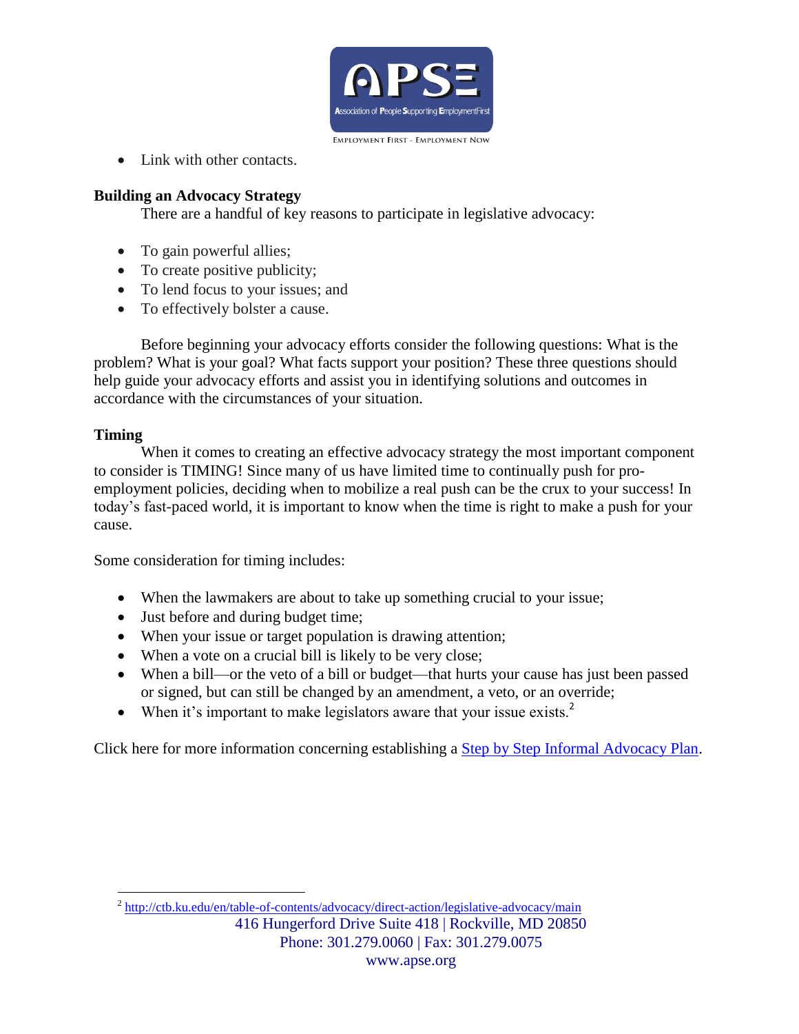- Link with other contacts.

**Building an Advocacy Strategy**

There are a handful of key reasons to participate in legislative advocacy:

- To gain powerful allies;
- To create positive publicity;
- To lend focus to your issues; and
- To effectively bolster a cause.

Before beginning your advocacy efforts consider the following questions: What is the problem? What is your goal? What facts support your position? These three questions should help guide your advocacy efforts and assist you in identifying solutions and outcomes in accordance with the circumstances of your situation.

**Timing**

When it comes to creating an effective advocacy strategy the most important component to consider is TIMING! Since many of us have limited time to continually push for pro-employment policies, deciding when to mobilize a real push can be the crux to your success! In today's fast-paced world, it is important to know when the time is right to make a push for your cause.

Some consideration for timing includes:

- When the lawmakers are about to take up something crucial to your issue;
- Just before and during budget time;
- When your issue or target population is drawing attention;
- When a vote on a crucial bill is likely to be very close;
- When a bill—or the veto of a bill or budget—that hurts your cause has just been passed or signed, but can still be changed by an amendment, a veto, or an override;
- When it's important to make legislators aware that your issue exists.[2]

Click here for more information concerning establishing a [Step by Step Informal Advocacy Plan](#).

---

[2] http://ctb.ku.edu/en/table-of-contents/advocacy/direct-action/legislative-advocacy/main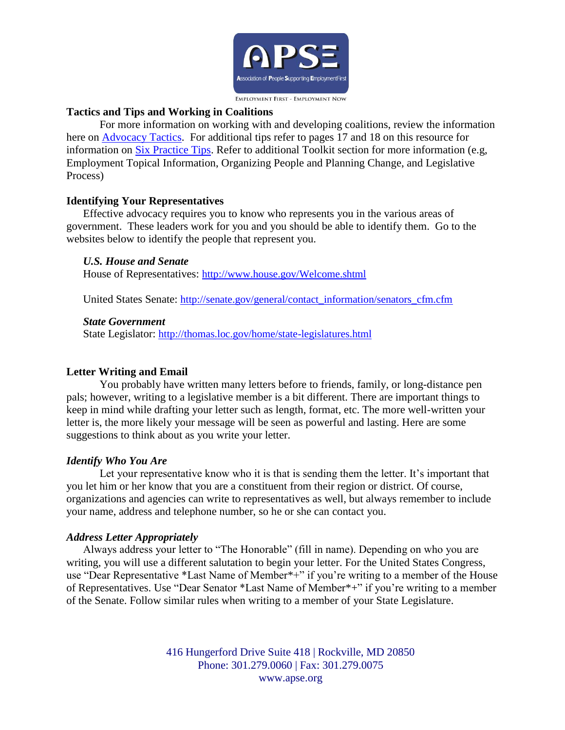## Tactics and Tips and Working in Coalitions

For more information on working with and developing coalitions, review the information here on [Advocacy Tactics](). For additional tips refer to pages 17 and 18 on this resource for information on [Six Practice Tips](). Refer to additional Toolkit section for more information (e.g, Employment Topical Information, Organizing People and Planning Change, and Legislative Process)

## Identifying Your Representatives

Effective advocacy requires you to know who represents you in the various areas of government. These leaders work for you and you should be able to identify them. Go to the websites below to identify the people that represent you.

### *U.S. House and Senate*

House of Representatives: http://www.house.gov/Welcome.shtml

United States Senate: http://senate.gov/general/contact_information/senators_cfm.cfm

### *State Government*

State Legislator: http://thomas.loc.gov/home/state-legislatures.html

## Letter Writing and Email

You probably have written many letters before to friends, family, or long-distance pen pals; however, writing to a legislative member is a bit different. There are important things to keep in mind while drafting your letter such as length, format, etc. The more well-written your letter is, the more likely your message will be seen as powerful and lasting. Here are some suggestions to think about as you write your letter.

### *Identify Who You Are*

Let your representative know who it is that is sending them the letter. It's important that you let him or her know that you are a constituent from their region or district. Of course, organizations and agencies can write to representatives as well, but always remember to include your name, address and telephone number, so he or she can contact you.

### *Address Letter Appropriately*

Always address your letter to "The Honorable" (fill in name). Depending on who you are writing, you will use a different salutation to begin your letter. For the United States Congress, use "Dear Representative *Last Name of Member*+" if you're writing to a member of the House of Representatives. Use "Dear Senator *Last Name of Member*+" if you're writing to a member of the Senate. Follow similar rules when writing to a member of your State Legislature.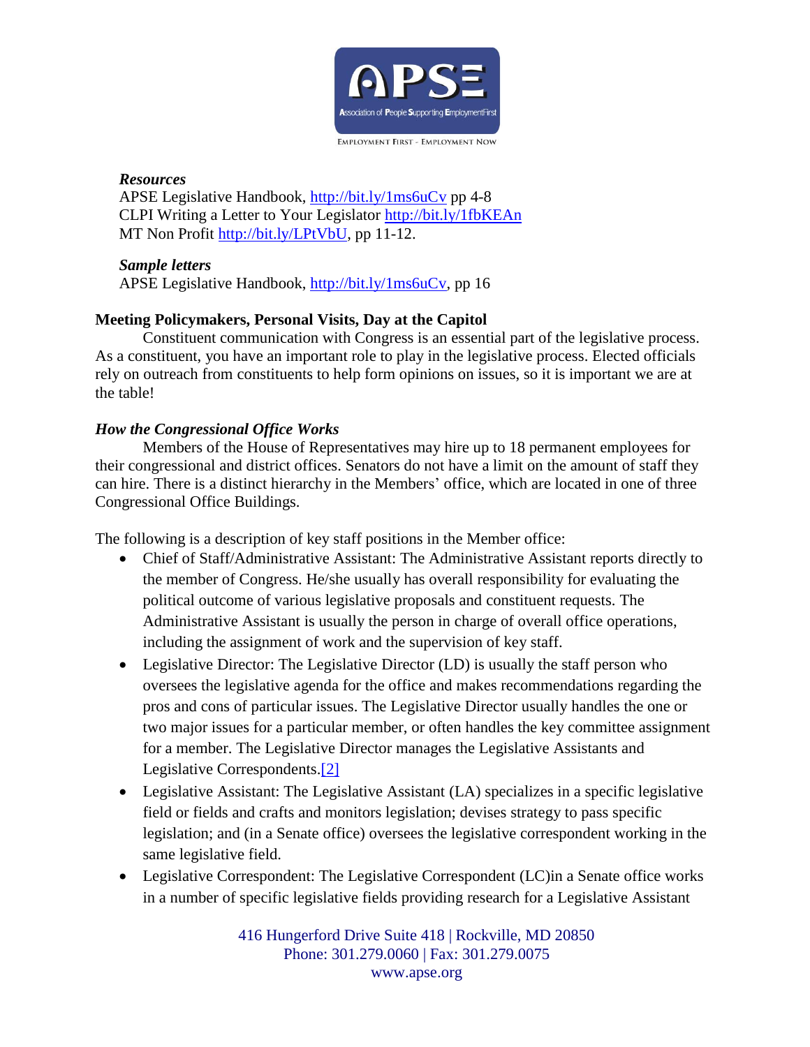***Resources***
APSE Legislative Handbook, http://bit.ly/1ms6uCv pp 4-8
CLPI Writing a Letter to Your Legislator http://bit.ly/1fbKEAn
MT Non Profit http://bit.ly/LPtVbU, pp 11-12.

***Sample letters***
APSE Legislative Handbook, http://bit.ly/1ms6uCv, pp 16

**Meeting Policymakers, Personal Visits, Day at the Capitol**

Constituent communication with Congress is an essential part of the legislative process. As a constituent, you have an important role to play in the legislative process. Elected officials rely on outreach from constituents to help form opinions on issues, so it is important we are at the table!

***How the Congressional Office Works***

Members of the House of Representatives may hire up to 18 permanent employees for their congressional and district offices. Senators do not have a limit on the amount of staff they can hire. There is a distinct hierarchy in the Members' office, which are located in one of three Congressional Office Buildings.

The following is a description of key staff positions in the Member office:

- Chief of Staff/Administrative Assistant: The Administrative Assistant reports directly to the member of Congress. He/she usually has overall responsibility for evaluating the political outcome of various legislative proposals and constituent requests. The Administrative Assistant is usually the person in charge of overall office operations, including the assignment of work and the supervision of key staff.
- Legislative Director: The Legislative Director (LD) is usually the staff person who oversees the legislative agenda for the office and makes recommendations regarding the pros and cons of particular issues. The Legislative Director usually handles the one or two major issues for a particular member, or often handles the key committee assignment for a member. The Legislative Director manages the Legislative Assistants and Legislative Correspondents.[2]
- Legislative Assistant: The Legislative Assistant (LA) specializes in a specific legislative field or fields and crafts and monitors legislation; devises strategy to pass specific legislation; and (in a Senate office) oversees the legislative correspondent working in the same legislative field.
- Legislative Correspondent: The Legislative Correspondent (LC)in a Senate office works in a number of specific legislative fields providing research for a Legislative Assistant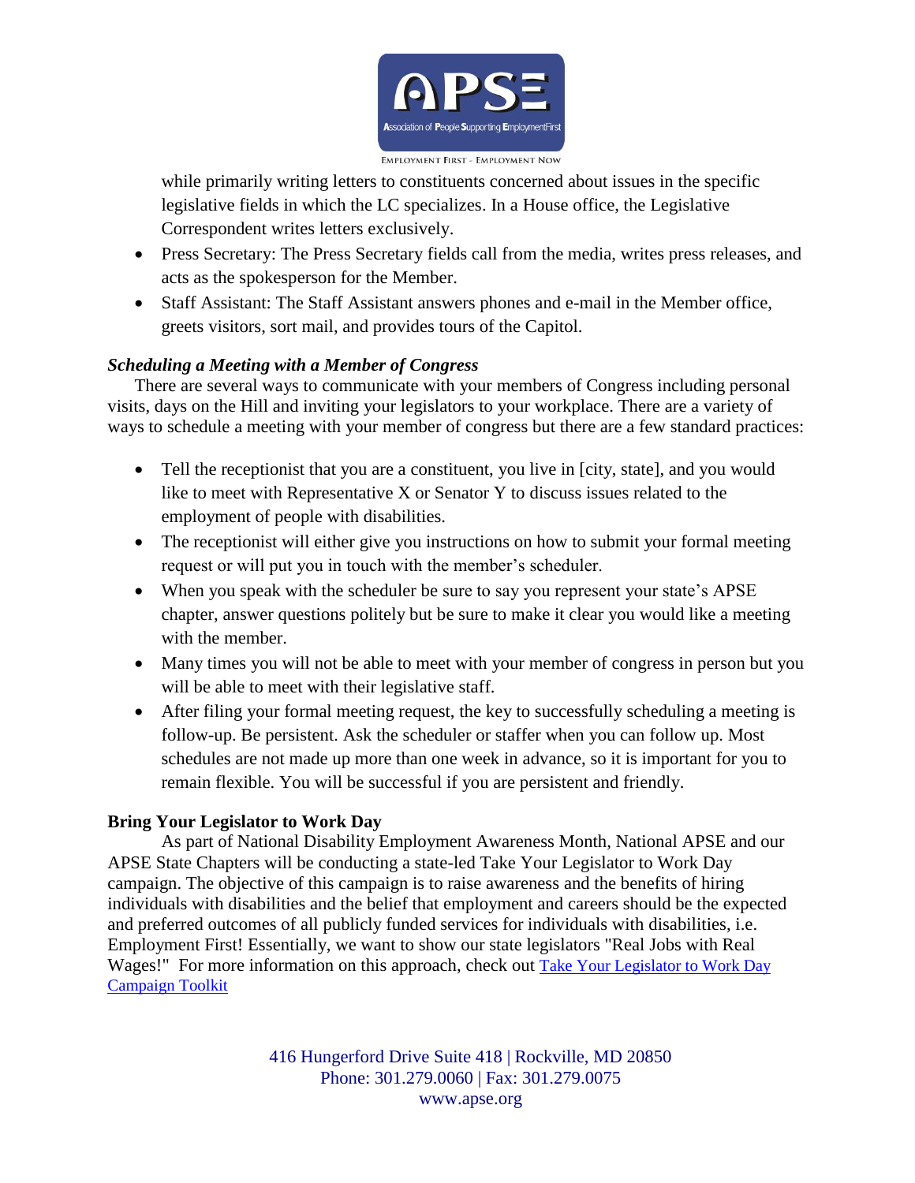while primarily writing letters to constituents concerned about issues in the specific legislative fields in which the LC specializes. In a House office, the Legislative Correspondent writes letters exclusively.

- Press Secretary: The Press Secretary fields call from the media, writes press releases, and acts as the spokesperson for the Member.
- Staff Assistant: The Staff Assistant answers phones and e-mail in the Member office, greets visitors, sort mail, and provides tours of the Capitol.

### *Scheduling a Meeting with a Member of Congress*

There are several ways to communicate with your members of Congress including personal visits, days on the Hill and inviting your legislators to your workplace. There are a variety of ways to schedule a meeting with your member of congress but there are a few standard practices:

- Tell the receptionist that you are a constituent, you live in [city, state], and you would like to meet with Representative X or Senator Y to discuss issues related to the employment of people with disabilities.
- The receptionist will either give you instructions on how to submit your formal meeting request or will put you in touch with the member's scheduler.
- When you speak with the scheduler be sure to say you represent your state's APSE chapter, answer questions politely but be sure to make it clear you would like a meeting with the member.
- Many times you will not be able to meet with your member of congress in person but you will be able to meet with their legislative staff.
- After filing your formal meeting request, the key to successfully scheduling a meeting is follow-up. Be persistent. Ask the scheduler or staffer when you can follow up. Most schedules are not made up more than one week in advance, so it is important for you to remain flexible. You will be successful if you are persistent and friendly.

### **Bring Your Legislator to Work Day**

As part of National Disability Employment Awareness Month, National APSE and our APSE State Chapters will be conducting a state-led Take Your Legislator to Work Day campaign. The objective of this campaign is to raise awareness and the benefits of hiring individuals with disabilities and the belief that employment and careers should be the expected and preferred outcomes of all publicly funded services for individuals with disabilities, i.e. Employment First! Essentially, we want to show our state legislators "Real Jobs with Real Wages!" For more information on this approach, check out Take Your Legislator to Work Day Campaign Toolkit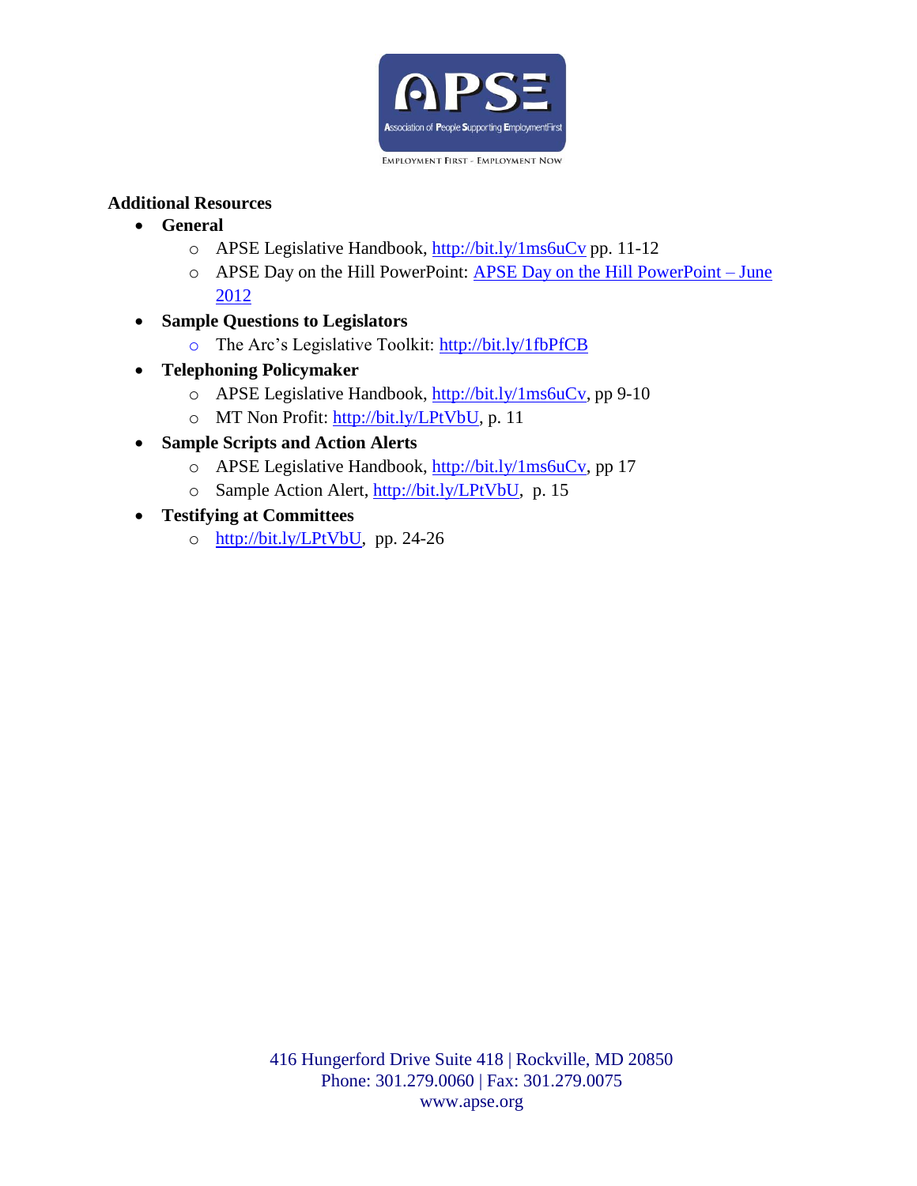**Additional Resources**

- **General**
  - APSE Legislative Handbook, http://bit.ly/1ms6uCv pp. 11-12
  - APSE Day on the Hill PowerPoint: APSE Day on the Hill PowerPoint – June 2012
- **Sample Questions to Legislators**
  - The Arc's Legislative Toolkit: http://bit.ly/1fbPfCB
- **Telephoning Policymaker**
  - APSE Legislative Handbook, http://bit.ly/1ms6uCv, pp 9-10
  - MT Non Profit: http://bit.ly/LPtVbU, p. 11
- **Sample Scripts and Action Alerts**
  - APSE Legislative Handbook, http://bit.ly/1ms6uCv, pp 17
  - Sample Action Alert, http://bit.ly/LPtVbU, p. 15
- **Testifying at Committees**
  - http://bit.ly/LPtVbU, pp. 24-26